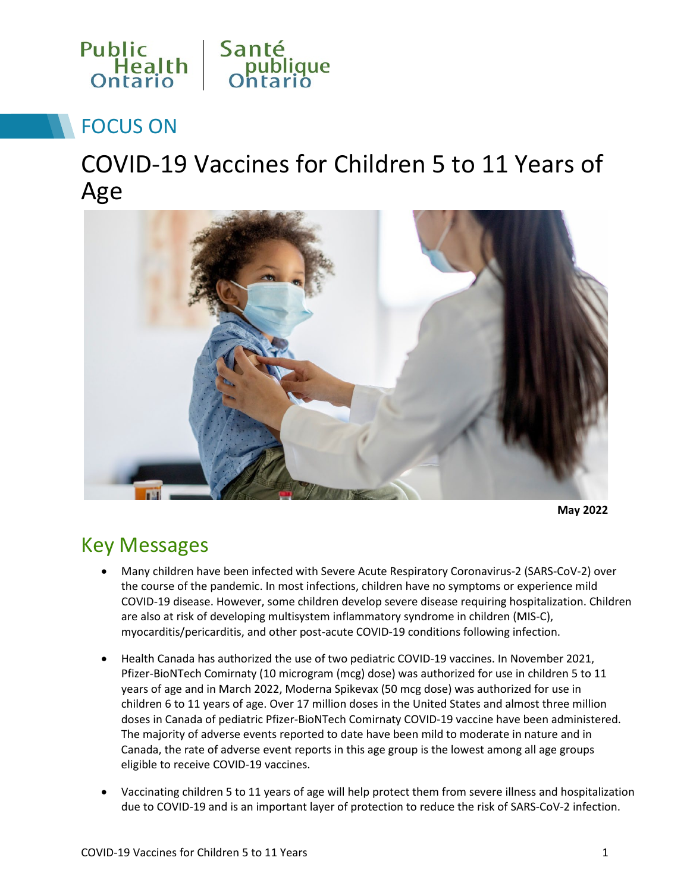Public Health Ontario | Santé publique Ontario

FOCUS ON

# COVID-19 Vaccines for Children 5 to 11 Years of Age

**May 2022**

## Key Messages

- Many children have been infected with Severe Acute Respiratory Coronavirus-2 (SARS-CoV-2) over the course of the pandemic. In most infections, children have no symptoms or experience mild COVID-19 disease. However, some children develop severe disease requiring hospitalization. Children are also at risk of developing multisystem inflammatory syndrome in children (MIS-C), myocarditis/pericarditis, and other post-acute COVID-19 conditions following infection.
- Health Canada has authorized the use of two pediatric COVID-19 vaccines. In November 2021, Pfizer-BioNTech Comirnaty (10 microgram (mcg) dose) was authorized for use in children 5 to 11 years of age and in March 2022, Moderna Spikevax (50 mcg dose) was authorized for use in children 6 to 11 years of age. Over 17 million doses in the United States and almost three million doses in Canada of pediatric Pfizer-BioNTech Comirnaty COVID-19 vaccine have been administered. The majority of adverse events reported to date have been mild to moderate in nature and in Canada, the rate of adverse event reports in this age group is the lowest among all age groups eligible to receive COVID-19 vaccines.
- Vaccinating children 5 to 11 years of age will help protect them from severe illness and hospitalization due to COVID-19 and is an important layer of protection to reduce the risk of SARS-CoV-2 infection.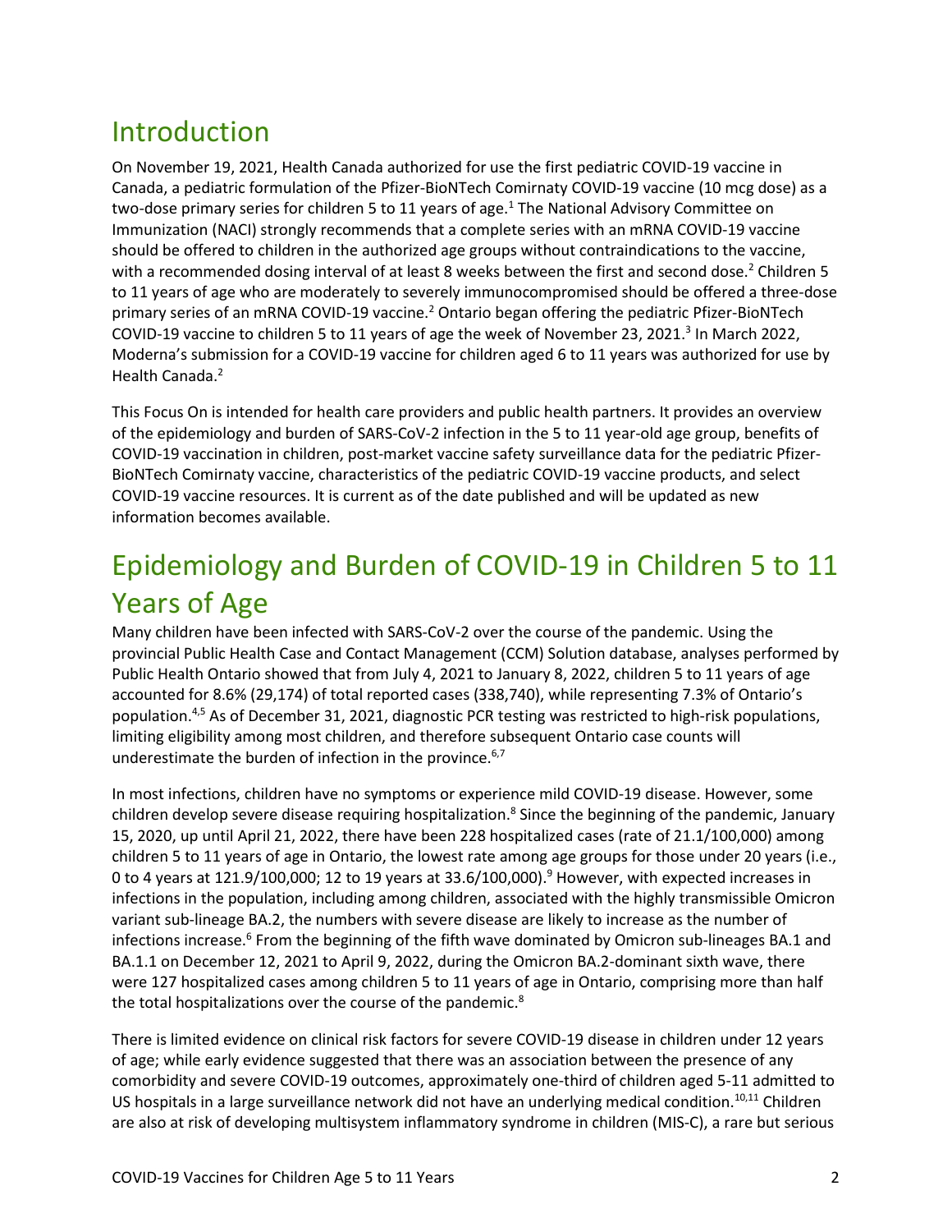## Introduction

On November 19, 2021, Health Canada authorized for use the first pediatric COVID-19 vaccine in Canada, a pediatric formulation of the Pfizer-BioNTech Comirnaty COVID-19 vaccine (10 mcg dose) as a two-dose primary series for children 5 to 11 years of age.[1] The National Advisory Committee on Immunization (NACI) strongly recommends that a complete series with an mRNA COVID-19 vaccine should be offered to children in the authorized age groups without contraindications to the vaccine, with a recommended dosing interval of at least 8 weeks between the first and second dose.[2] Children 5 to 11 years of age who are moderately to severely immunocompromised should be offered a three-dose primary series of an mRNA COVID-19 vaccine.[2] Ontario began offering the pediatric Pfizer-BioNTech COVID-19 vaccine to children 5 to 11 years of age the week of November 23, 2021.[3] In March 2022, Moderna's submission for a COVID-19 vaccine for children aged 6 to 11 years was authorized for use by Health Canada.[2]

This Focus On is intended for health care providers and public health partners. It provides an overview of the epidemiology and burden of SARS-CoV-2 infection in the 5 to 11 year-old age group, benefits of COVID-19 vaccination in children, post-market vaccine safety surveillance data for the pediatric Pfizer-BioNTech Comirnaty vaccine, characteristics of the pediatric COVID-19 vaccine products, and select COVID-19 vaccine resources. It is current as of the date published and will be updated as new information becomes available.

## Epidemiology and Burden of COVID-19 in Children 5 to 11 Years of Age

Many children have been infected with SARS-CoV-2 over the course of the pandemic. Using the provincial Public Health Case and Contact Management (CCM) Solution database, analyses performed by Public Health Ontario showed that from July 4, 2021 to January 8, 2022, children 5 to 11 years of age accounted for 8.6% (29,174) of total reported cases (338,740), while representing 7.3% of Ontario's population.[4,5] As of December 31, 2021, diagnostic PCR testing was restricted to high-risk populations, limiting eligibility among most children, and therefore subsequent Ontario case counts will underestimate the burden of infection in the province.[6,7]

In most infections, children have no symptoms or experience mild COVID-19 disease. However, some children develop severe disease requiring hospitalization.[8] Since the beginning of the pandemic, January 15, 2020, up until April 21, 2022, there have been 228 hospitalized cases (rate of 21.1/100,000) among children 5 to 11 years of age in Ontario, the lowest rate among age groups for those under 20 years (i.e., 0 to 4 years at 121.9/100,000; 12 to 19 years at 33.6/100,000).[9] However, with expected increases in infections in the population, including among children, associated with the highly transmissible Omicron variant sub-lineage BA.2, the numbers with severe disease are likely to increase as the number of infections increase.[6] From the beginning of the fifth wave dominated by Omicron sub-lineages BA.1 and BA.1.1 on December 12, 2021 to April 9, 2022, during the Omicron BA.2-dominant sixth wave, there were 127 hospitalized cases among children 5 to 11 years of age in Ontario, comprising more than half the total hospitalizations over the course of the pandemic.[8]

There is limited evidence on clinical risk factors for severe COVID-19 disease in children under 12 years of age; while early evidence suggested that there was an association between the presence of any comorbidity and severe COVID-19 outcomes, approximately one-third of children aged 5-11 admitted to US hospitals in a large surveillance network did not have an underlying medical condition.[10,11] Children are also at risk of developing multisystem inflammatory syndrome in children (MIS-C), a rare but serious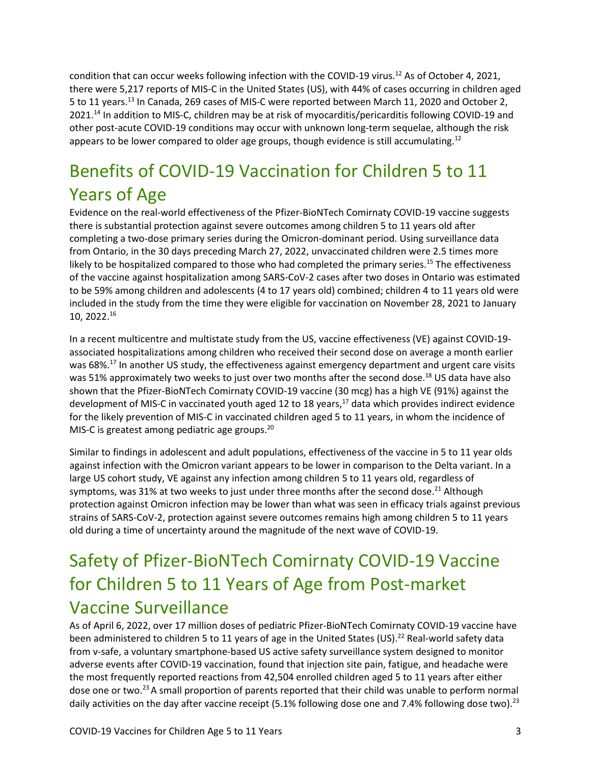condition that can occur weeks following infection with the COVID-19 virus.[12] As of October 4, 2021, there were 5,217 reports of MIS-C in the United States (US), with 44% of cases occurring in children aged 5 to 11 years.[13] In Canada, 269 cases of MIS-C were reported between March 11, 2020 and October 2, 2021.[14] In addition to MIS-C, children may be at risk of myocarditis/pericarditis following COVID-19 and other post-acute COVID-19 conditions may occur with unknown long-term sequelae, although the risk appears to be lower compared to older age groups, though evidence is still accumulating.[12]

# Benefits of COVID-19 Vaccination for Children 5 to 11 Years of Age

Evidence on the real-world effectiveness of the Pfizer-BioNTech Comirnaty COVID-19 vaccine suggests there is substantial protection against severe outcomes among children 5 to 11 years old after completing a two-dose primary series during the Omicron-dominant period. Using surveillance data from Ontario, in the 30 days preceding March 27, 2022, unvaccinated children were 2.5 times more likely to be hospitalized compared to those who had completed the primary series.[15] The effectiveness of the vaccine against hospitalization among SARS-CoV-2 cases after two doses in Ontario was estimated to be 59% among children and adolescents (4 to 17 years old) combined; children 4 to 11 years old were included in the study from the time they were eligible for vaccination on November 28, 2021 to January 10, 2022.[16]

In a recent multicentre and multistate study from the US, vaccine effectiveness (VE) against COVID-19-associated hospitalizations among children who received their second dose on average a month earlier was 68%.[17] In another US study, the effectiveness against emergency department and urgent care visits was 51% approximately two weeks to just over two months after the second dose.[18] US data have also shown that the Pfizer-BioNTech Comirnaty COVID-19 vaccine (30 mcg) has a high VE (91%) against the development of MIS-C in vaccinated youth aged 12 to 18 years,[17] data which provides indirect evidence for the likely prevention of MIS-C in vaccinated children aged 5 to 11 years, in whom the incidence of MIS-C is greatest among pediatric age groups.[20]

Similar to findings in adolescent and adult populations, effectiveness of the vaccine in 5 to 11 year olds against infection with the Omicron variant appears to be lower in comparison to the Delta variant. In a large US cohort study, VE against any infection among children 5 to 11 years old, regardless of symptoms, was 31% at two weeks to just under three months after the second dose.[21] Although protection against Omicron infection may be lower than what was seen in efficacy trials against previous strains of SARS-CoV-2, protection against severe outcomes remains high among children 5 to 11 years old during a time of uncertainty around the magnitude of the next wave of COVID-19.

# Safety of Pfizer-BioNTech Comirnaty COVID-19 Vaccine for Children 5 to 11 Years of Age from Post-market Vaccine Surveillance

As of April 6, 2022, over 17 million doses of pediatric Pfizer-BioNTech Comirnaty COVID-19 vaccine have been administered to children 5 to 11 years of age in the United States (US).[22] Real-world safety data from v-safe, a voluntary smartphone-based US active safety surveillance system designed to monitor adverse events after COVID-19 vaccination, found that injection site pain, fatigue, and headache were the most frequently reported reactions from 42,504 enrolled children aged 5 to 11 years after either dose one or two.[23] A small proportion of parents reported that their child was unable to perform normal daily activities on the day after vaccine receipt (5.1% following dose one and 7.4% following dose two).[23]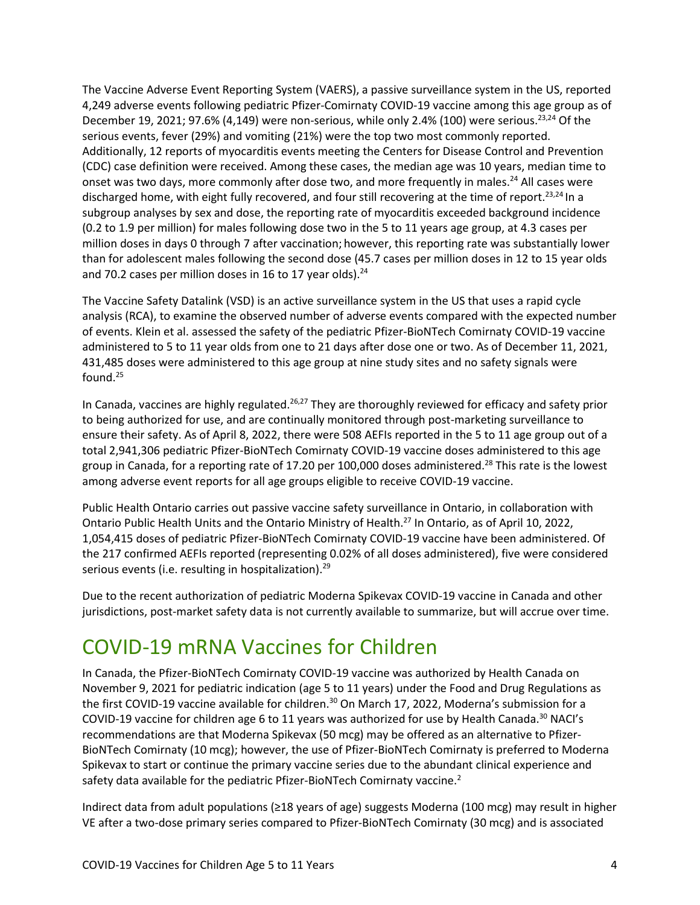The Vaccine Adverse Event Reporting System (VAERS), a passive surveillance system in the US, reported 4,249 adverse events following pediatric Pfizer-Comirnaty COVID-19 vaccine among this age group as of December 19, 2021; 97.6% (4,149) were non-serious, while only 2.4% (100) were serious.[23,24] Of the serious events, fever (29%) and vomiting (21%) were the top two most commonly reported. Additionally, 12 reports of myocarditis events meeting the Centers for Disease Control and Prevention (CDC) case definition were received. Among these cases, the median age was 10 years, median time to onset was two days, more commonly after dose two, and more frequently in males.[24] All cases were discharged home, with eight fully recovered, and four still recovering at the time of report.[23,24] In a subgroup analyses by sex and dose, the reporting rate of myocarditis exceeded background incidence (0.2 to 1.9 per million) for males following dose two in the 5 to 11 years age group, at 4.3 cases per million doses in days 0 through 7 after vaccination; however, this reporting rate was substantially lower than for adolescent males following the second dose (45.7 cases per million doses in 12 to 15 year olds and 70.2 cases per million doses in 16 to 17 year olds).[24]

The Vaccine Safety Datalink (VSD) is an active surveillance system in the US that uses a rapid cycle analysis (RCA), to examine the observed number of adverse events compared with the expected number of events. Klein et al. assessed the safety of the pediatric Pfizer-BioNTech Comirnaty COVID-19 vaccine administered to 5 to 11 year olds from one to 21 days after dose one or two. As of December 11, 2021, 431,485 doses were administered to this age group at nine study sites and no safety signals were found.[25]

In Canada, vaccines are highly regulated.[26,27] They are thoroughly reviewed for efficacy and safety prior to being authorized for use, and are continually monitored through post-marketing surveillance to ensure their safety. As of April 8, 2022, there were 508 AEFIs reported in the 5 to 11 age group out of a total 2,941,306 pediatric Pfizer-BioNTech Comirnaty COVID-19 vaccine doses administered to this age group in Canada, for a reporting rate of 17.20 per 100,000 doses administered.[28] This rate is the lowest among adverse event reports for all age groups eligible to receive COVID-19 vaccine.

Public Health Ontario carries out passive vaccine safety surveillance in Ontario, in collaboration with Ontario Public Health Units and the Ontario Ministry of Health.[27] In Ontario, as of April 10, 2022, 1,054,415 doses of pediatric Pfizer-BioNTech Comirnaty COVID-19 vaccine have been administered. Of the 217 confirmed AEFIs reported (representing 0.02% of all doses administered), five were considered serious events (i.e. resulting in hospitalization).[29]

Due to the recent authorization of pediatric Moderna Spikevax COVID-19 vaccine in Canada and other jurisdictions, post-market safety data is not currently available to summarize, but will accrue over time.

# COVID-19 mRNA Vaccines for Children

In Canada, the Pfizer-BioNTech Comirnaty COVID-19 vaccine was authorized by Health Canada on November 9, 2021 for pediatric indication (age 5 to 11 years) under the Food and Drug Regulations as the first COVID-19 vaccine available for children.[30] On March 17, 2022, Moderna's submission for a COVID-19 vaccine for children age 6 to 11 years was authorized for use by Health Canada.[30] NACI's recommendations are that Moderna Spikevax (50 mcg) may be offered as an alternative to Pfizer-BioNTech Comirnaty (10 mcg); however, the use of Pfizer-BioNTech Comirnaty is preferred to Moderna Spikevax to start or continue the primary vaccine series due to the abundant clinical experience and safety data available for the pediatric Pfizer-BioNTech Comirnaty vaccine.[2]

Indirect data from adult populations (≥18 years of age) suggests Moderna (100 mcg) may result in higher VE after a two-dose primary series compared to Pfizer-BioNTech Comirnaty (30 mcg) and is associated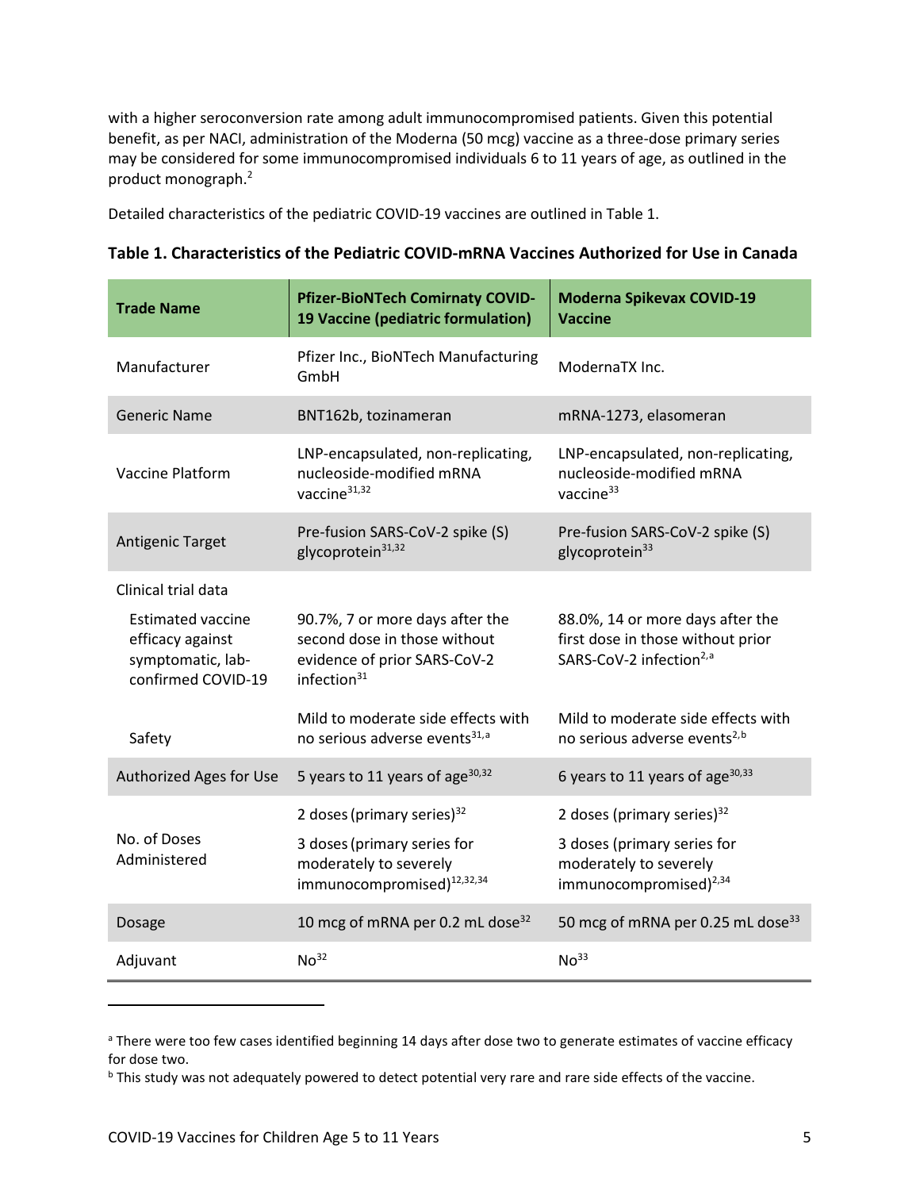with a higher seroconversion rate among adult immunocompromised patients. Given this potential benefit, as per NACI, administration of the Moderna (50 mcg) vaccine as a three-dose primary series may be considered for some immunocompromised individuals 6 to 11 years of age, as outlined in the product monograph.[2]

Detailed characteristics of the pediatric COVID-19 vaccines are outlined in Table 1.

**Table 1. Characteristics of the Pediatric COVID-mRNA Vaccines Authorized for Use in Canada**

| Trade Name | Pfizer-BioNTech Comirnaty COVID-19 Vaccine (pediatric formulation) | Moderna Spikevax COVID-19 Vaccine |
|---|---|---|
| Manufacturer | Pfizer Inc., BioNTech Manufacturing GmbH | ModernaTX Inc. |
| Generic Name | BNT162b, tozinameran | mRNA-1273, elasomeran |
| Vaccine Platform | LNP-encapsulated, non-replicating, nucleoside-modified mRNA vaccine[31,32] | LNP-encapsulated, non-replicating, nucleoside-modified mRNA vaccine[33] |
| Antigenic Target | Pre-fusion SARS-CoV-2 spike (S) glycoprotein[31,32] | Pre-fusion SARS-CoV-2 spike (S) glycoprotein[33] |
| Clinical trial data | | |
| Estimated vaccine efficacy against symptomatic, lab-confirmed COVID-19 | 90.7%, 7 or more days after the second dose in those without evidence of prior SARS-CoV-2 infection[31] | 88.0%, 14 or more days after the first dose in those without prior SARS-CoV-2 infection[2,a] |
| Safety | Mild to moderate side effects with no serious adverse events[31,a] | Mild to moderate side effects with no serious adverse events[2,b] |
| Authorized Ages for Use | 5 years to 11 years of age[30,32] | 6 years to 11 years of age[30,33] |
| No. of Doses Administered | 2 doses (primary series)[32]<br>3 doses (primary series for moderately to severely immunocompromised)[12,32,34] | 2 doses (primary series)[32]<br>3 doses (primary series for moderately to severely immunocompromised)[2,34] |
| Dosage | 10 mcg of mRNA per 0.2 mL dose[32] | 50 mcg of mRNA per 0.25 mL dose[33] |
| Adjuvant | No[32] | No[33] |

[a] There were too few cases identified beginning 14 days after dose two to generate estimates of vaccine efficacy for dose two.

[b] This study was not adequately powered to detect potential very rare and rare side effects of the vaccine.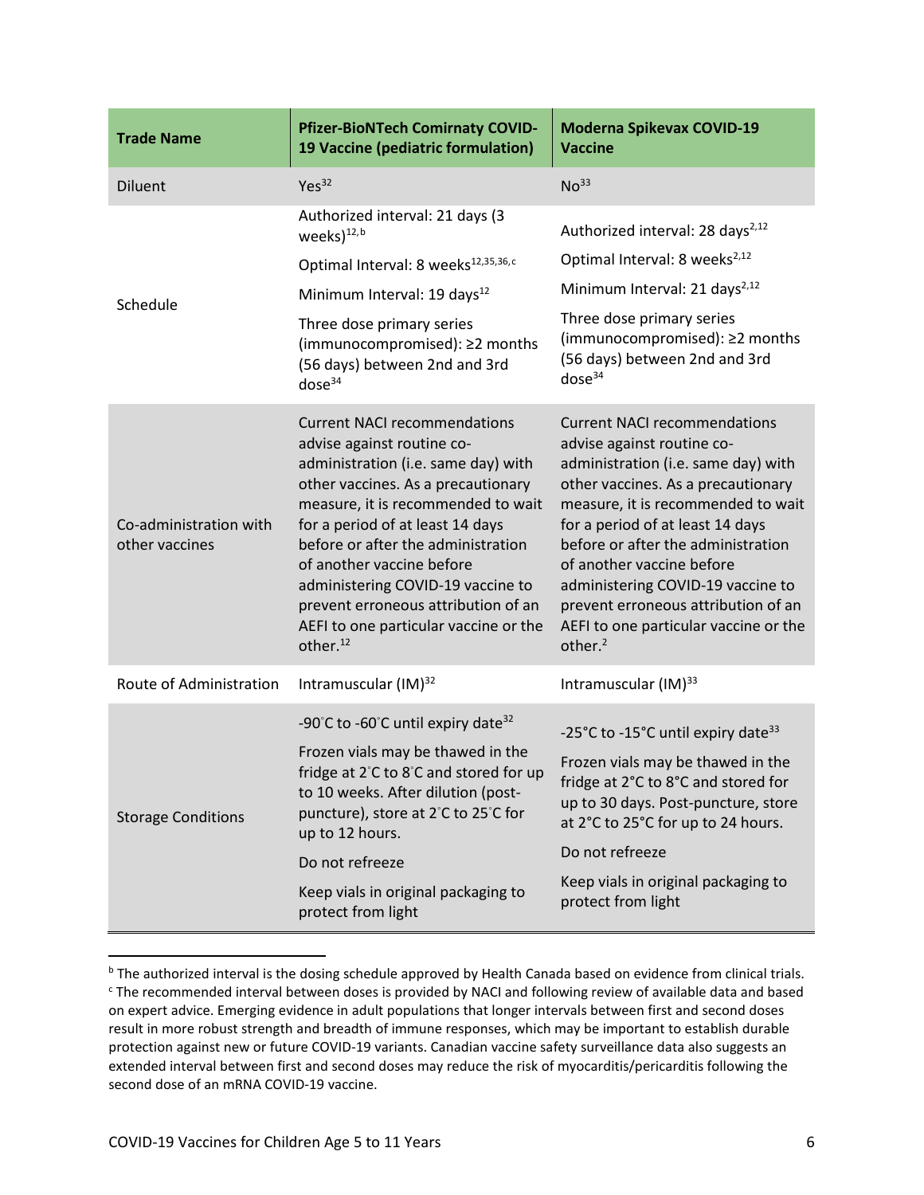| Trade Name | Pfizer-BioNTech Comirnaty COVID-19 Vaccine (pediatric formulation) | Moderna Spikevax COVID-19 Vaccine |
| --- | --- | --- |
| Diluent | Yes[32] | No[33] |
| Schedule | Authorized interval: 21 days (3 weeks)[12,b]<br><br>Optimal Interval: 8 weeks[12,35,36,c]<br><br>Minimum Interval: 19 days[12]<br><br>Three dose primary series (immunocompromised): ≥2 months (56 days) between 2nd and 3rd dose[34] | Authorized interval: 28 days[2,12]<br><br>Optimal Interval: 8 weeks[2,12]<br><br>Minimum Interval: 21 days[2,12]<br><br>Three dose primary series (immunocompromised): ≥2 months (56 days) between 2nd and 3rd dose[34] |
| Co-administration with other vaccines | Current NACI recommendations advise against routine co-administration (i.e. same day) with other vaccines. As a precautionary measure, it is recommended to wait for a period of at least 14 days before or after the administration of another vaccine before administering COVID-19 vaccine to prevent erroneous attribution of an AEFI to one particular vaccine or the other.[12] | Current NACI recommendations advise against routine co-administration (i.e. same day) with other vaccines. As a precautionary measure, it is recommended to wait for a period of at least 14 days before or after the administration of another vaccine before administering COVID-19 vaccine to prevent erroneous attribution of an AEFI to one particular vaccine or the other.[2] |
| Route of Administration | Intramuscular (IM)[32] | Intramuscular (IM)[33] |
| Storage Conditions | -90˚C to -60˚C until expiry date[32]<br><br>Frozen vials may be thawed in the fridge at 2˚C to 8˚C and stored for up to 10 weeks. After dilution (post-puncture), store at 2˚C to 25˚C for up to 12 hours.<br><br>Do not refreeze<br><br>Keep vials in original packaging to protect from light | -25°C to -15°C until expiry date[33]<br><br>Frozen vials may be thawed in the fridge at 2°C to 8°C and stored for up to 30 days. Post-puncture, store at 2°C to 25°C for up to 24 hours.<br><br>Do not refreeze<br><br>Keep vials in original packaging to protect from light |

[b] The authorized interval is the dosing schedule approved by Health Canada based on evidence from clinical trials.

[c] The recommended interval between doses is provided by NACI and following review of available data and based on expert advice. Emerging evidence in adult populations that longer intervals between first and second doses result in more robust strength and breadth of immune responses, which may be important to establish durable protection against new or future COVID-19 variants. Canadian vaccine safety surveillance data also suggests an extended interval between first and second doses may reduce the risk of myocarditis/pericarditis following the second dose of an mRNA COVID-19 vaccine.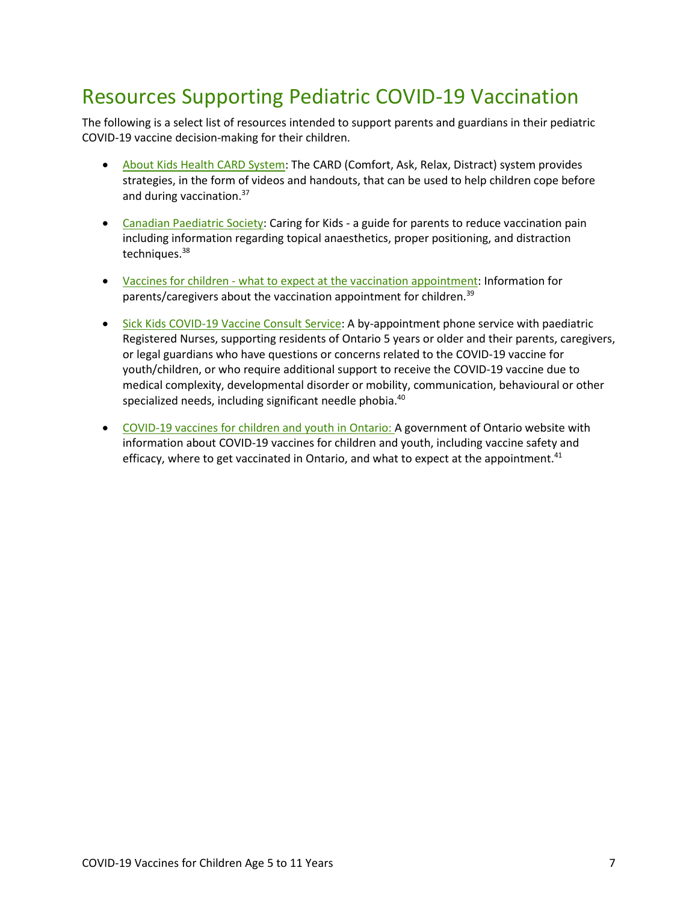# Resources Supporting Pediatric COVID-19 Vaccination

The following is a select list of resources intended to support parents and guardians in their pediatric COVID-19 vaccine decision-making for their children.

- About Kids Health CARD System: The CARD (Comfort, Ask, Relax, Distract) system provides strategies, in the form of videos and handouts, that can be used to help children cope before and during vaccination.[37]

- Canadian Paediatric Society: Caring for Kids - a guide for parents to reduce vaccination pain including information regarding topical anaesthetics, proper positioning, and distraction techniques.[38]

- Vaccines for children - what to expect at the vaccination appointment: Information for parents/caregivers about the vaccination appointment for children.[39]

- Sick Kids COVID-19 Vaccine Consult Service: A by-appointment phone service with paediatric Registered Nurses, supporting residents of Ontario 5 years or older and their parents, caregivers, or legal guardians who have questions or concerns related to the COVID-19 vaccine for youth/children, or who require additional support to receive the COVID-19 vaccine due to medical complexity, developmental disorder or mobility, communication, behavioural or other specialized needs, including significant needle phobia.[40]

- COVID-19 vaccines for children and youth in Ontario: A government of Ontario website with information about COVID-19 vaccines for children and youth, including vaccine safety and efficacy, where to get vaccinated in Ontario, and what to expect at the appointment.[41]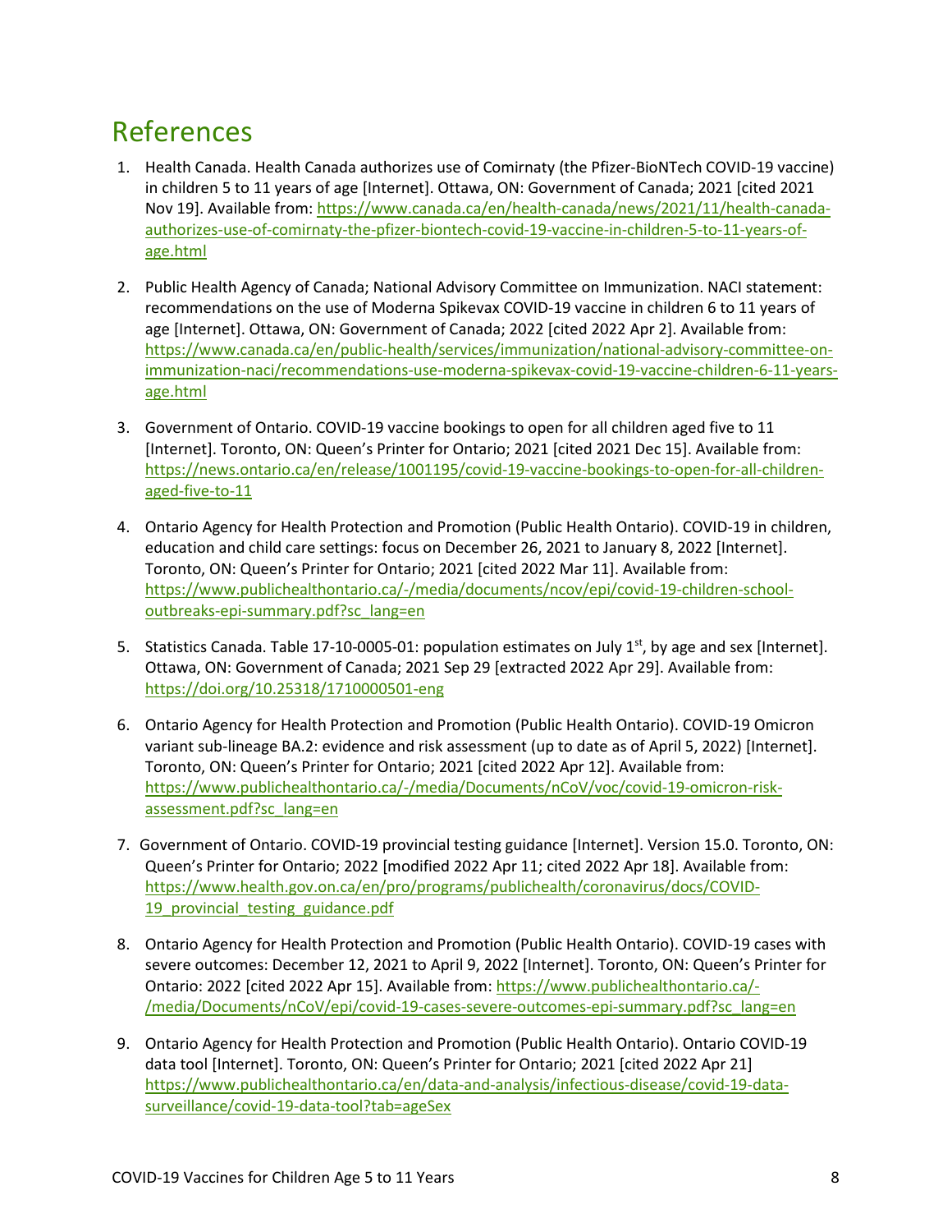# References

1. Health Canada. Health Canada authorizes use of Comirnaty (the Pfizer-BioNTech COVID-19 vaccine) in children 5 to 11 years of age [Internet]. Ottawa, ON: Government of Canada; 2021 [cited 2021 Nov 19]. Available from: https://www.canada.ca/en/health-canada/news/2021/11/health-canada-authorizes-use-of-comirnaty-the-pfizer-biontech-covid-19-vaccine-in-children-5-to-11-years-of-age.html

2. Public Health Agency of Canada; National Advisory Committee on Immunization. NACI statement: recommendations on the use of Moderna Spikevax COVID-19 vaccine in children 6 to 11 years of age [Internet]. Ottawa, ON: Government of Canada; 2022 [cited 2022 Apr 2]. Available from: https://www.canada.ca/en/public-health/services/immunization/national-advisory-committee-on-immunization-naci/recommendations-use-moderna-spikevax-covid-19-vaccine-children-6-11-years-age.html

3. Government of Ontario. COVID-19 vaccine bookings to open for all children aged five to 11 [Internet]. Toronto, ON: Queen's Printer for Ontario; 2021 [cited 2021 Dec 15]. Available from: https://news.ontario.ca/en/release/1001195/covid-19-vaccine-bookings-to-open-for-all-children-aged-five-to-11

4. Ontario Agency for Health Protection and Promotion (Public Health Ontario). COVID-19 in children, education and child care settings: focus on December 26, 2021 to January 8, 2022 [Internet]. Toronto, ON: Queen's Printer for Ontario; 2021 [cited 2022 Mar 11]. Available from: https://www.publichealthontario.ca/-/media/documents/ncov/epi/covid-19-children-school-outbreaks-epi-summary.pdf?sc_lang=en

5. Statistics Canada. Table 17-10-0005-01: population estimates on July 1st, by age and sex [Internet]. Ottawa, ON: Government of Canada; 2021 Sep 29 [extracted 2022 Apr 29]. Available from: https://doi.org/10.25318/1710000501-eng

6. Ontario Agency for Health Protection and Promotion (Public Health Ontario). COVID-19 Omicron variant sub-lineage BA.2: evidence and risk assessment (up to date as of April 5, 2022) [Internet]. Toronto, ON: Queen's Printer for Ontario; 2021 [cited 2022 Apr 12]. Available from: https://www.publichealthontario.ca/-/media/Documents/nCoV/voc/covid-19-omicron-risk-assessment.pdf?sc_lang=en

7. Government of Ontario. COVID-19 provincial testing guidance [Internet]. Version 15.0. Toronto, ON: Queen's Printer for Ontario; 2022 [modified 2022 Apr 11; cited 2022 Apr 18]. Available from: https://www.health.gov.on.ca/en/pro/programs/publichealth/coronavirus/docs/COVID-19_provincial_testing_guidance.pdf

8. Ontario Agency for Health Protection and Promotion (Public Health Ontario). COVID-19 cases with severe outcomes: December 12, 2021 to April 9, 2022 [Internet]. Toronto, ON: Queen's Printer for Ontario: 2022 [cited 2022 Apr 15]. Available from: https://www.publichealthontario.ca/-/media/Documents/nCoV/epi/covid-19-cases-severe-outcomes-epi-summary.pdf?sc_lang=en

9. Ontario Agency for Health Protection and Promotion (Public Health Ontario). Ontario COVID-19 data tool [Internet]. Toronto, ON: Queen's Printer for Ontario; 2021 [cited 2022 Apr 21] https://www.publichealthontario.ca/en/data-and-analysis/infectious-disease/covid-19-data-surveillance/covid-19-data-tool?tab=ageSex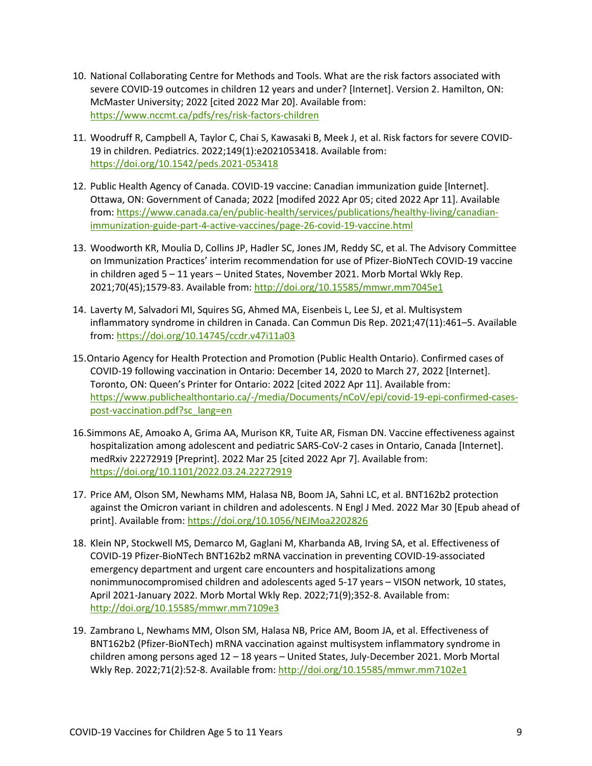10. National Collaborating Centre for Methods and Tools. What are the risk factors associated with severe COVID-19 outcomes in children 12 years and under? [Internet]. Version 2. Hamilton, ON: McMaster University; 2022 [cited 2022 Mar 20]. Available from: https://www.nccmt.ca/pdfs/res/risk-factors-children

11. Woodruff R, Campbell A, Taylor C, Chai S, Kawasaki B, Meek J, et al. Risk factors for severe COVID-19 in children. Pediatrics. 2022;149(1):e2021053418. Available from: https://doi.org/10.1542/peds.2021-053418

12. Public Health Agency of Canada. COVID-19 vaccine: Canadian immunization guide [Internet]. Ottawa, ON: Government of Canada; 2022 [modifed 2022 Apr 05; cited 2022 Apr 11]. Available from: https://www.canada.ca/en/public-health/services/publications/healthy-living/canadian-immunization-guide-part-4-active-vaccines/page-26-covid-19-vaccine.html

13. Woodworth KR, Moulia D, Collins JP, Hadler SC, Jones JM, Reddy SC, et al. The Advisory Committee on Immunization Practices' interim recommendation for use of Pfizer-BioNTech COVID-19 vaccine in children aged 5 – 11 years – United States, November 2021. Morb Mortal Wkly Rep. 2021;70(45);1579-83. Available from: http://doi.org/10.15585/mmwr.mm7045e1

14. Laverty M, Salvadori MI, Squires SG, Ahmed MA, Eisenbeis L, Lee SJ, et al. Multisystem inflammatory syndrome in children in Canada. Can Commun Dis Rep. 2021;47(11):461–5. Available from: https://doi.org/10.14745/ccdr.v47i11a03

15. Ontario Agency for Health Protection and Promotion (Public Health Ontario). Confirmed cases of COVID-19 following vaccination in Ontario: December 14, 2020 to March 27, 2022 [Internet]. Toronto, ON: Queen's Printer for Ontario: 2022 [cited 2022 Apr 11]. Available from: https://www.publichealthontario.ca/-/media/Documents/nCoV/epi/covid-19-epi-confirmed-cases-post-vaccination.pdf?sc_lang=en

16. Simmons AE, Amoako A, Grima AA, Murison KR, Tuite AR, Fisman DN. Vaccine effectiveness against hospitalization among adolescent and pediatric SARS-CoV-2 cases in Ontario, Canada [Internet]. medRxiv 22272919 [Preprint]. 2022 Mar 25 [cited 2022 Apr 7]. Available from: https://doi.org/10.1101/2022.03.24.22272919

17. Price AM, Olson SM, Newhams MM, Halasa NB, Boom JA, Sahni LC, et al. BNT162b2 protection against the Omicron variant in children and adolescents. N Engl J Med. 2022 Mar 30 [Epub ahead of print]. Available from: https://doi.org/10.1056/NEJMoa2202826

18. Klein NP, Stockwell MS, Demarco M, Gaglani M, Kharbanda AB, Irving SA, et al. Effectiveness of COVID-19 Pfizer-BioNTech BNT162b2 mRNA vaccination in preventing COVID-19-associated emergency department and urgent care encounters and hospitalizations among nonimmunocompromised children and adolescents aged 5-17 years – VISON network, 10 states, April 2021-January 2022. Morb Mortal Wkly Rep. 2022;71(9);352-8. Available from: http://doi.org/10.15585/mmwr.mm7109e3

19. Zambrano L, Newhams MM, Olson SM, Halasa NB, Price AM, Boom JA, et al. Effectiveness of BNT162b2 (Pfizer-BioNTech) mRNA vaccination against multisystem inflammatory syndrome in children among persons aged 12 – 18 years – United States, July-December 2021. Morb Mortal Wkly Rep. 2022;71(2):52-8. Available from: http://doi.org/10.15585/mmwr.mm7102e1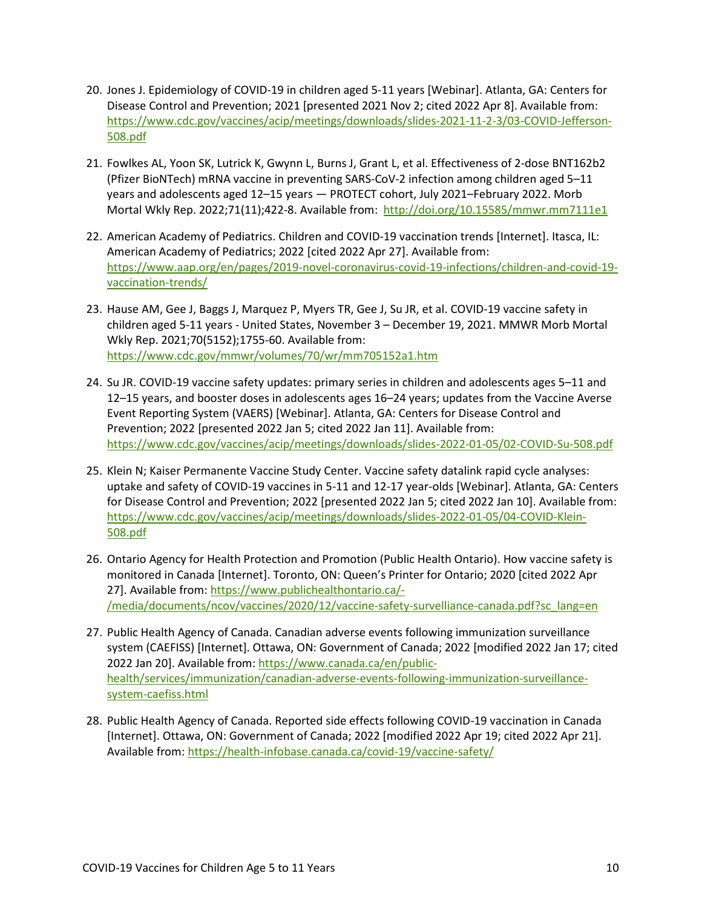20. Jones J. Epidemiology of COVID-19 in children aged 5-11 years [Webinar]. Atlanta, GA: Centers for Disease Control and Prevention; 2021 [presented 2021 Nov 2; cited 2022 Apr 8]. Available from: https://www.cdc.gov/vaccines/acip/meetings/downloads/slides-2021-11-2-3/03-COVID-Jefferson-508.pdf

21. Fowlkes AL, Yoon SK, Lutrick K, Gwynn L, Burns J, Grant L, et al. Effectiveness of 2-dose BNT162b2 (Pfizer BioNTech) mRNA vaccine in preventing SARS-CoV-2 infection among children aged 5–11 years and adolescents aged 12–15 years — PROTECT cohort, July 2021–February 2022. Morb Mortal Wkly Rep. 2022;71(11);422-8. Available from: http://doi.org/10.15585/mmwr.mm7111e1

22. American Academy of Pediatrics. Children and COVID-19 vaccination trends [Internet]. Itasca, IL: American Academy of Pediatrics; 2022 [cited 2022 Apr 27]. Available from: https://www.aap.org/en/pages/2019-novel-coronavirus-covid-19-infections/children-and-covid-19-vaccination-trends/

23. Hause AM, Gee J, Baggs J, Marquez P, Myers TR, Gee J, Su JR, et al. COVID-19 vaccine safety in children aged 5-11 years - United States, November 3 – December 19, 2021. MMWR Morb Mortal Wkly Rep. 2021;70(5152);1755-60. Available from: https://www.cdc.gov/mmwr/volumes/70/wr/mm705152a1.htm

24. Su JR. COVID-19 vaccine safety updates: primary series in children and adolescents ages 5–11 and 12–15 years, and booster doses in adolescents ages 16–24 years; updates from the Vaccine Averse Event Reporting System (VAERS) [Webinar]. Atlanta, GA: Centers for Disease Control and Prevention; 2022 [presented 2022 Jan 5; cited 2022 Jan 11]. Available from: https://www.cdc.gov/vaccines/acip/meetings/downloads/slides-2022-01-05/02-COVID-Su-508.pdf

25. Klein N; Kaiser Permanente Vaccine Study Center. Vaccine safety datalink rapid cycle analyses: uptake and safety of COVID-19 vaccines in 5-11 and 12-17 year-olds [Webinar]. Atlanta, GA: Centers for Disease Control and Prevention; 2022 [presented 2022 Jan 5; cited 2022 Jan 10]. Available from: https://www.cdc.gov/vaccines/acip/meetings/downloads/slides-2022-01-05/04-COVID-Klein-508.pdf

26. Ontario Agency for Health Protection and Promotion (Public Health Ontario). How vaccine safety is monitored in Canada [Internet]. Toronto, ON: Queen's Printer for Ontario; 2020 [cited 2022 Apr 27]. Available from: https://www.publichealthontario.ca/-/media/documents/ncov/vaccines/2020/12/vaccine-safety-surveillance-canada.pdf?sc_lang=en

27. Public Health Agency of Canada. Canadian adverse events following immunization surveillance system (CAEFISS) [Internet]. Ottawa, ON: Government of Canada; 2022 [modified 2022 Jan 17; cited 2022 Jan 20]. Available from: https://www.canada.ca/en/public-health/services/immunization/canadian-adverse-events-following-immunization-surveillance-system-caefiss.html

28. Public Health Agency of Canada. Reported side effects following COVID-19 vaccination in Canada [Internet]. Ottawa, ON: Government of Canada; 2022 [modified 2022 Apr 19; cited 2022 Apr 21]. Available from: https://health-infobase.canada.ca/covid-19/vaccine-safety/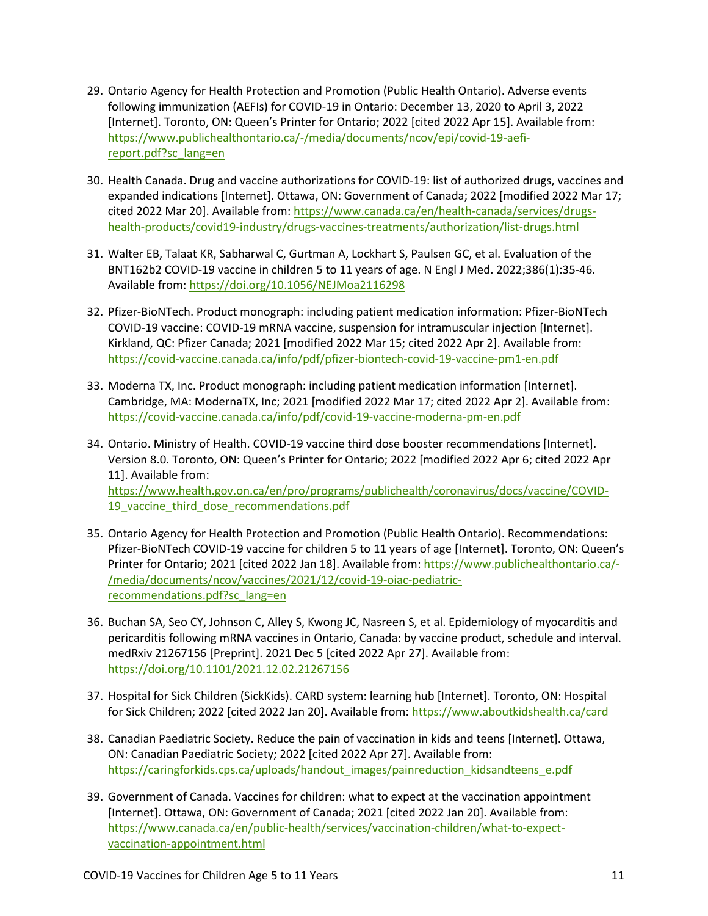29. Ontario Agency for Health Protection and Promotion (Public Health Ontario). Adverse events following immunization (AEFIs) for COVID-19 in Ontario: December 13, 2020 to April 3, 2022 [Internet]. Toronto, ON: Queen's Printer for Ontario; 2022 [cited 2022 Apr 15]. Available from: https://www.publichealthontario.ca/-/media/documents/ncov/epi/covid-19-aefi-report.pdf?sc_lang=en

30. Health Canada. Drug and vaccine authorizations for COVID-19: list of authorized drugs, vaccines and expanded indications [Internet]. Ottawa, ON: Government of Canada; 2022 [modified 2022 Mar 17; cited 2022 Mar 20]. Available from: https://www.canada.ca/en/health-canada/services/drugs-health-products/covid19-industry/drugs-vaccines-treatments/authorization/list-drugs.html

31. Walter EB, Talaat KR, Sabharwal C, Gurtman A, Lockhart S, Paulsen GC, et al. Evaluation of the BNT162b2 COVID-19 vaccine in children 5 to 11 years of age. N Engl J Med. 2022;386(1):35-46. Available from: https://doi.org/10.1056/NEJMoa2116298

32. Pfizer-BioNTech. Product monograph: including patient medication information: Pfizer-BioNTech COVID-19 vaccine: COVID-19 mRNA vaccine, suspension for intramuscular injection [Internet]. Kirkland, QC: Pfizer Canada; 2021 [modified 2022 Mar 15; cited 2022 Apr 2]. Available from: https://covid-vaccine.canada.ca/info/pdf/pfizer-biontech-covid-19-vaccine-pm1-en.pdf

33. Moderna TX, Inc. Product monograph: including patient medication information [Internet]. Cambridge, MA: ModernaTX, Inc; 2021 [modified 2022 Mar 17; cited 2022 Apr 2]. Available from: https://covid-vaccine.canada.ca/info/pdf/covid-19-vaccine-moderna-pm-en.pdf

34. Ontario. Ministry of Health. COVID-19 vaccine third dose booster recommendations [Internet]. Version 8.0. Toronto, ON: Queen's Printer for Ontario; 2022 [modified 2022 Apr 6; cited 2022 Apr 11]. Available from: https://www.health.gov.on.ca/en/pro/programs/publichealth/coronavirus/docs/vaccine/COVID-19_vaccine_third_dose_recommendations.pdf

35. Ontario Agency for Health Protection and Promotion (Public Health Ontario). Recommendations: Pfizer-BioNTech COVID-19 vaccine for children 5 to 11 years of age [Internet]. Toronto, ON: Queen's Printer for Ontario; 2021 [cited 2022 Jan 18]. Available from: https://www.publichealthontario.ca/-/media/documents/ncov/vaccines/2021/12/covid-19-oiac-pediatric-recommendations.pdf?sc_lang=en

36. Buchan SA, Seo CY, Johnson C, Alley S, Kwong JC, Nasreen S, et al. Epidemiology of myocarditis and pericarditis following mRNA vaccines in Ontario, Canada: by vaccine product, schedule and interval. medRxiv 21267156 [Preprint]. 2021 Dec 5 [cited 2022 Apr 27]. Available from: https://doi.org/10.1101/2021.12.02.21267156

37. Hospital for Sick Children (SickKids). CARD system: learning hub [Internet]. Toronto, ON: Hospital for Sick Children; 2022 [cited 2022 Jan 20]. Available from: https://www.aboutkidshealth.ca/card

38. Canadian Paediatric Society. Reduce the pain of vaccination in kids and teens [Internet]. Ottawa, ON: Canadian Paediatric Society; 2022 [cited 2022 Apr 27]. Available from: https://caringforkids.cps.ca/uploads/handout_images/painreduction_kidsandteens_e.pdf

39. Government of Canada. Vaccines for children: what to expect at the vaccination appointment [Internet]. Ottawa, ON: Government of Canada; 2021 [cited 2022 Jan 20]. Available from: https://www.canada.ca/en/public-health/services/vaccination-children/what-to-expect-vaccination-appointment.html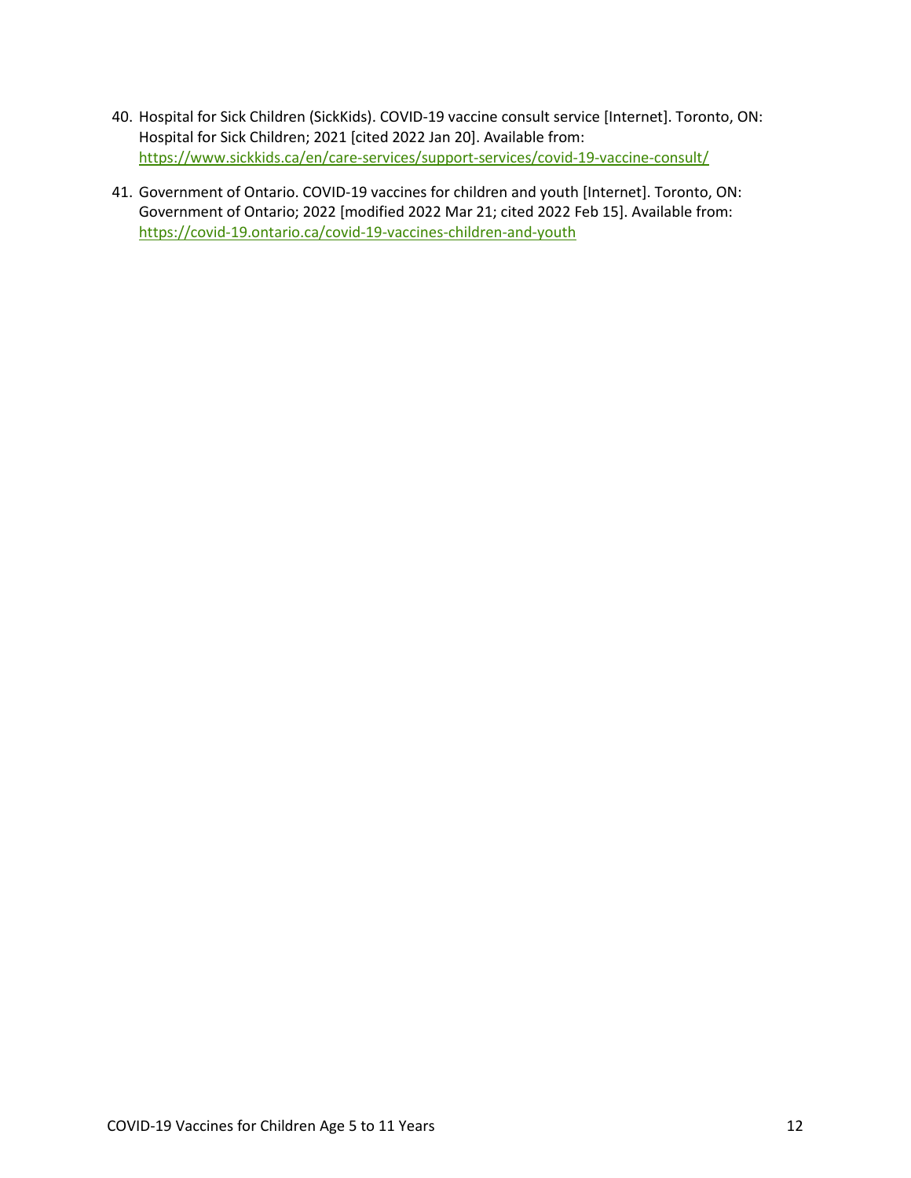40. Hospital for Sick Children (SickKids). COVID-19 vaccine consult service [Internet]. Toronto, ON: Hospital for Sick Children; 2021 [cited 2022 Jan 20]. Available from: https://www.sickkids.ca/en/care-services/support-services/covid-19-vaccine-consult/

41. Government of Ontario. COVID-19 vaccines for children and youth [Internet]. Toronto, ON: Government of Ontario; 2022 [modified 2022 Mar 21; cited 2022 Feb 15]. Available from: https://covid-19.ontario.ca/covid-19-vaccines-children-and-youth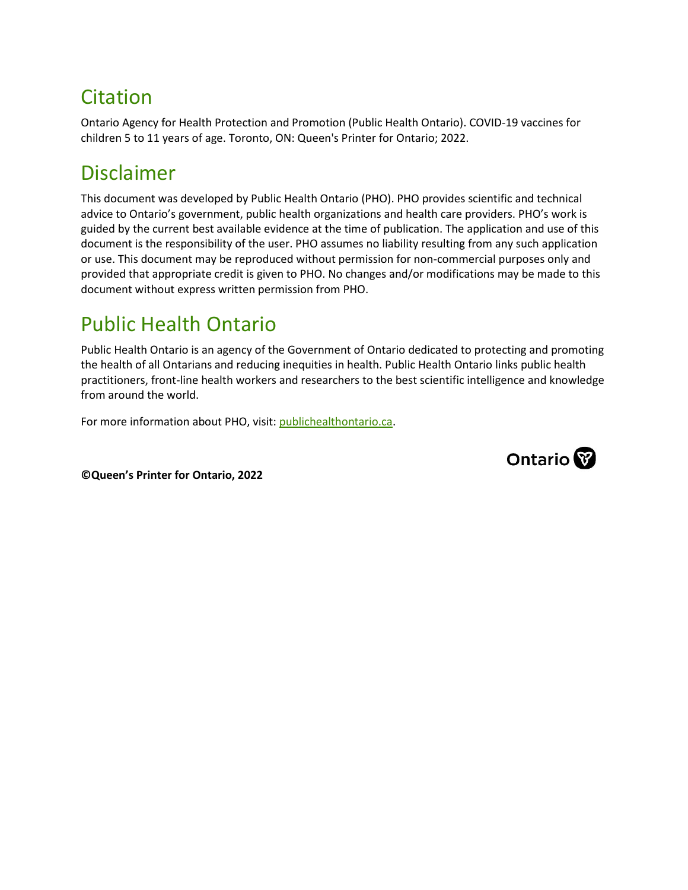## Citation

Ontario Agency for Health Protection and Promotion (Public Health Ontario). COVID-19 vaccines for children 5 to 11 years of age. Toronto, ON: Queen's Printer for Ontario; 2022.

## Disclaimer

This document was developed by Public Health Ontario (PHO). PHO provides scientific and technical advice to Ontario's government, public health organizations and health care providers. PHO's work is guided by the current best available evidence at the time of publication. The application and use of this document is the responsibility of the user. PHO assumes no liability resulting from any such application or use. This document may be reproduced without permission for non-commercial purposes only and provided that appropriate credit is given to PHO. No changes and/or modifications may be made to this document without express written permission from PHO.

## Public Health Ontario

Public Health Ontario is an agency of the Government of Ontario dedicated to protecting and promoting the health of all Ontarians and reducing inequities in health. Public Health Ontario links public health practitioners, front-line health workers and researchers to the best scientific intelligence and knowledge from around the world.

For more information about PHO, visit: publichealthontario.ca.

Ontario

**©Queen's Printer for Ontario, 2022**